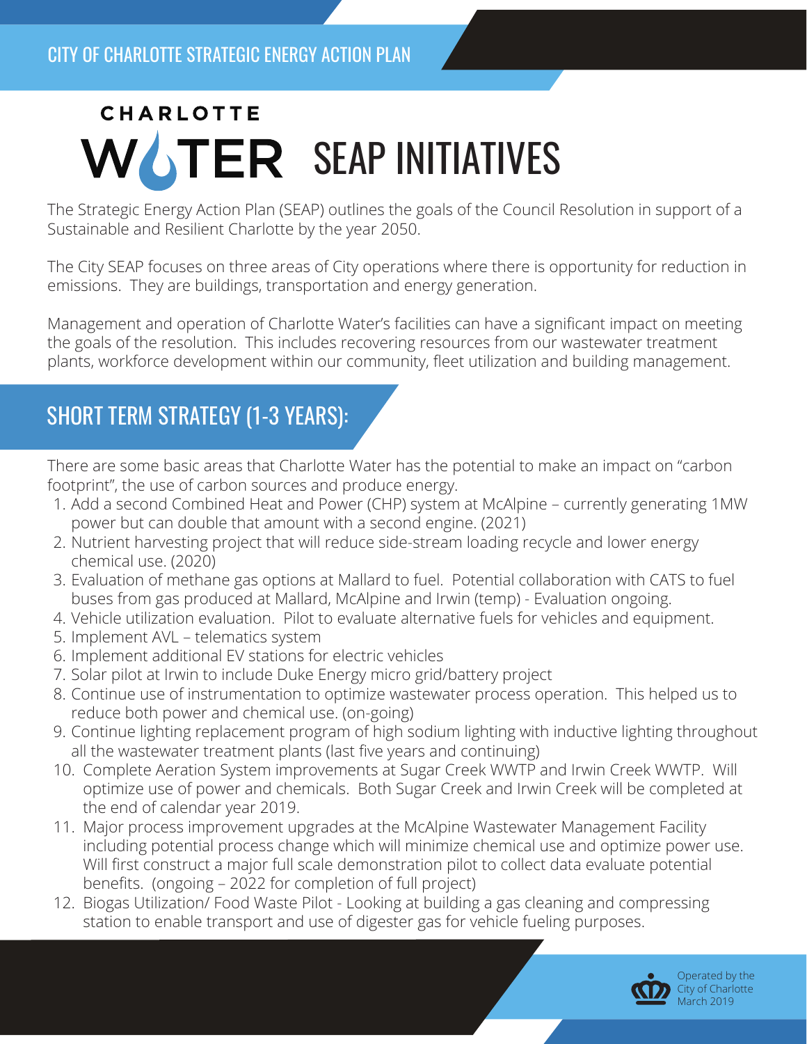CITY OF CHARLOTTE STRATEGIC ENERGY ACTION PLAN

# CHARLOTTE WATER SEAP INITIATIVES

The Strategic Energy Action Plan (SEAP) outlines the goals of the Council Resolution in support of a Sustainable and Resilient Charlotte by the year 2050.

The City SEAP focuses on three areas of City operations where there is opportunity for reduction in emissions. They are buildings, transportation and energy generation.

Management and operation of Charlotte Water's facilities can have a significant impact on meeting the goals of the resolution. This includes recovering resources from our wastewater treatment plants, workforce development within our community, fleet utilization and building management.

## SHORT TERM STRATEGY (1-3 YEARS):

There are some basic areas that Charlotte Water has the potential to make an impact on "carbon footprint", the use of carbon sources and produce energy.

1. Add a second Combined Heat and Power (CHP) system at McAlpine – currently generating 1MW power but can double that amount with a second engine. (2021)
2. Nutrient harvesting project that will reduce side-stream loading recycle and lower energy chemical use. (2020)
3. Evaluation of methane gas options at Mallard to fuel. Potential collaboration with CATS to fuel buses from gas produced at Mallard, McAlpine and Irwin (temp) - Evaluation ongoing.
4. Vehicle utilization evaluation. Pilot to evaluate alternative fuels for vehicles and equipment.
5. Implement AVL – telematics system
6. Implement additional EV stations for electric vehicles
7. Solar pilot at Irwin to include Duke Energy micro grid/battery project
8. Continue use of instrumentation to optimize wastewater process operation. This helped us to reduce both power and chemical use. (on-going)
9. Continue lighting replacement program of high sodium lighting with inductive lighting throughout all the wastewater treatment plants (last five years and continuing)
10. Complete Aeration System improvements at Sugar Creek WWTP and Irwin Creek WWTP. Will optimize use of power and chemicals. Both Sugar Creek and Irwin Creek will be completed at the end of calendar year 2019.
11. Major process improvement upgrades at the McAlpine Wastewater Management Facility including potential process change which will minimize chemical use and optimize power use. Will first construct a major full scale demonstration pilot to collect data evaluate potential benefits. (ongoing – 2022 for completion of full project)
12. Biogas Utilization/ Food Waste Pilot - Looking at building a gas cleaning and compressing station to enable transport and use of digester gas for vehicle fueling purposes.

Operated by the City of Charlotte
March 2019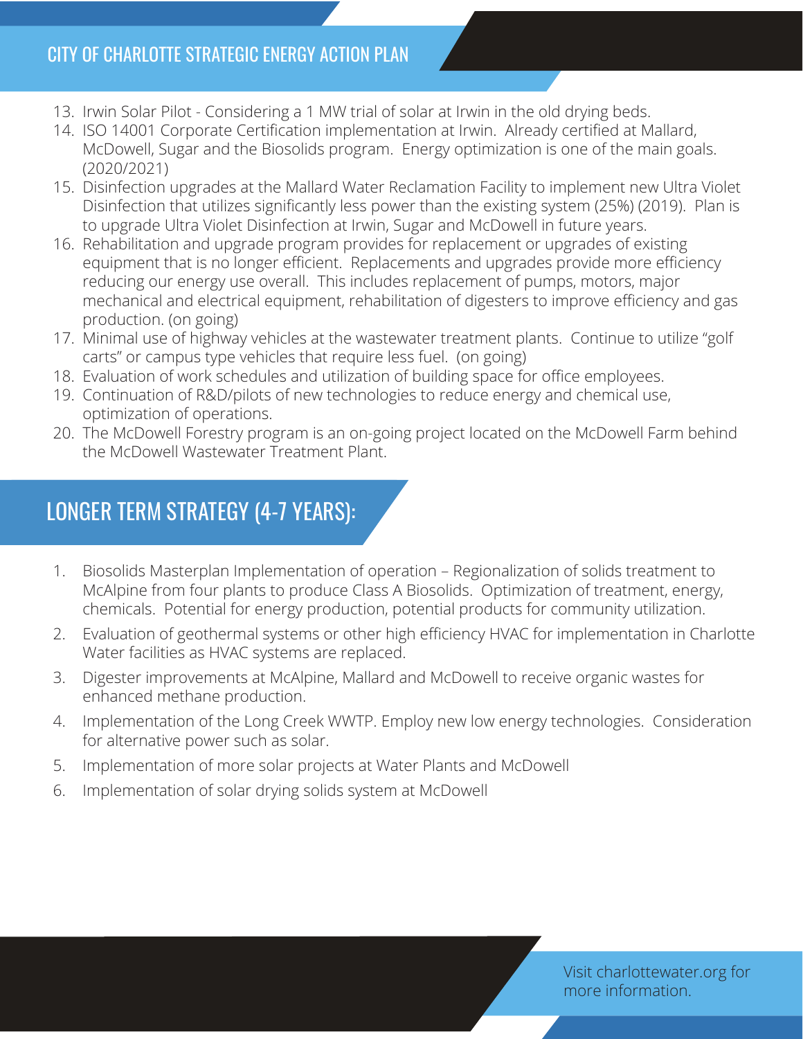13. Irwin Solar Pilot - Considering a 1 MW trial of solar at Irwin in the old drying beds.
14. ISO 14001 Corporate Certification implementation at Irwin. Already certified at Mallard, McDowell, Sugar and the Biosolids program. Energy optimization is one of the main goals. (2020/2021)
15. Disinfection upgrades at the Mallard Water Reclamation Facility to implement new Ultra Violet Disinfection that utilizes significantly less power than the existing system (25%) (2019). Plan is to upgrade Ultra Violet Disinfection at Irwin, Sugar and McDowell in future years.
16. Rehabilitation and upgrade program provides for replacement or upgrades of existing equipment that is no longer efficient. Replacements and upgrades provide more efficiency reducing our energy use overall. This includes replacement of pumps, motors, major mechanical and electrical equipment, rehabilitation of digesters to improve efficiency and gas production. (on going)
17. Minimal use of highway vehicles at the wastewater treatment plants. Continue to utilize "golf carts" or campus type vehicles that require less fuel. (on going)
18. Evaluation of work schedules and utilization of building space for office employees.
19. Continuation of R&D/pilots of new technologies to reduce energy and chemical use, optimization of operations.
20. The McDowell Forestry program is an on-going project located on the McDowell Farm behind the McDowell Wastewater Treatment Plant.

## LONGER TERM STRATEGY (4-7 YEARS):

1. Biosolids Masterplan Implementation of operation – Regionalization of solids treatment to McAlpine from four plants to produce Class A Biosolids. Optimization of treatment, energy, chemicals. Potential for energy production, potential products for community utilization.
2. Evaluation of geothermal systems or other high efficiency HVAC for implementation in Charlotte Water facilities as HVAC systems are replaced.
3. Digester improvements at McAlpine, Mallard and McDowell to receive organic wastes for enhanced methane production.
4. Implementation of the Long Creek WWTP. Employ new low energy technologies. Consideration for alternative power such as solar.
5. Implementation of more solar projects at Water Plants and McDowell
6. Implementation of solar drying solids system at McDowell

Visit charlottewater.org for more information.